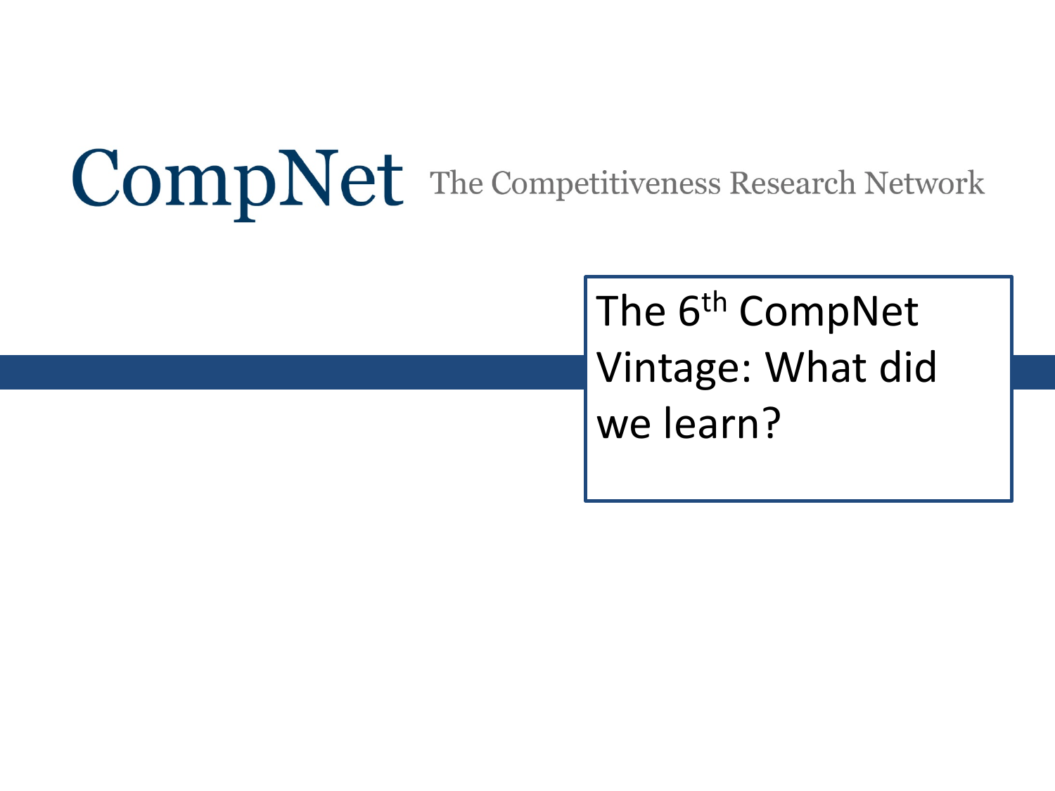CompNet The Competitiveness Research Network

# The 6th CompNet Vintage: What did we learn?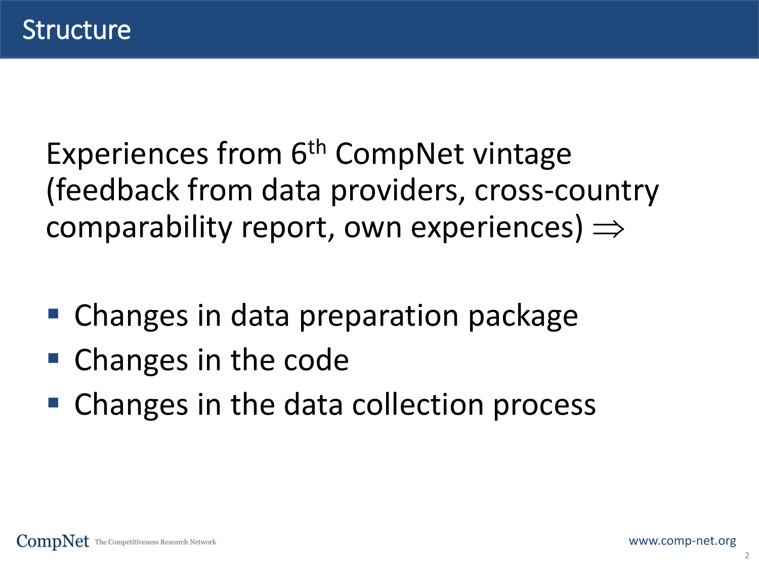# Structure

Experiences from 6th CompNet vintage (feedback from data providers, cross-country comparability report, own experiences) $\Rightarrow$

- Changes in data preparation package
- Changes in the code
- Changes in the data collection process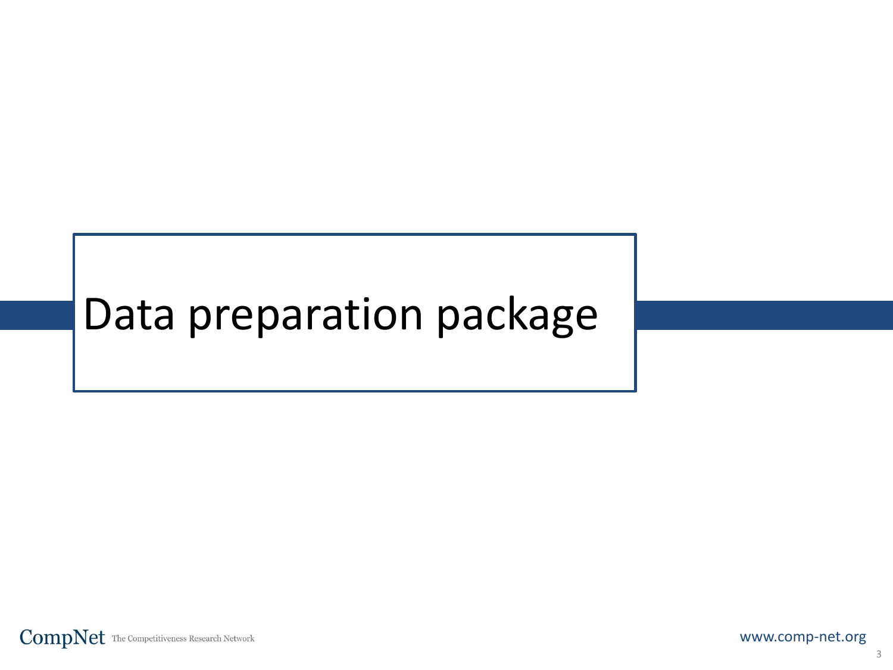# Data preparation package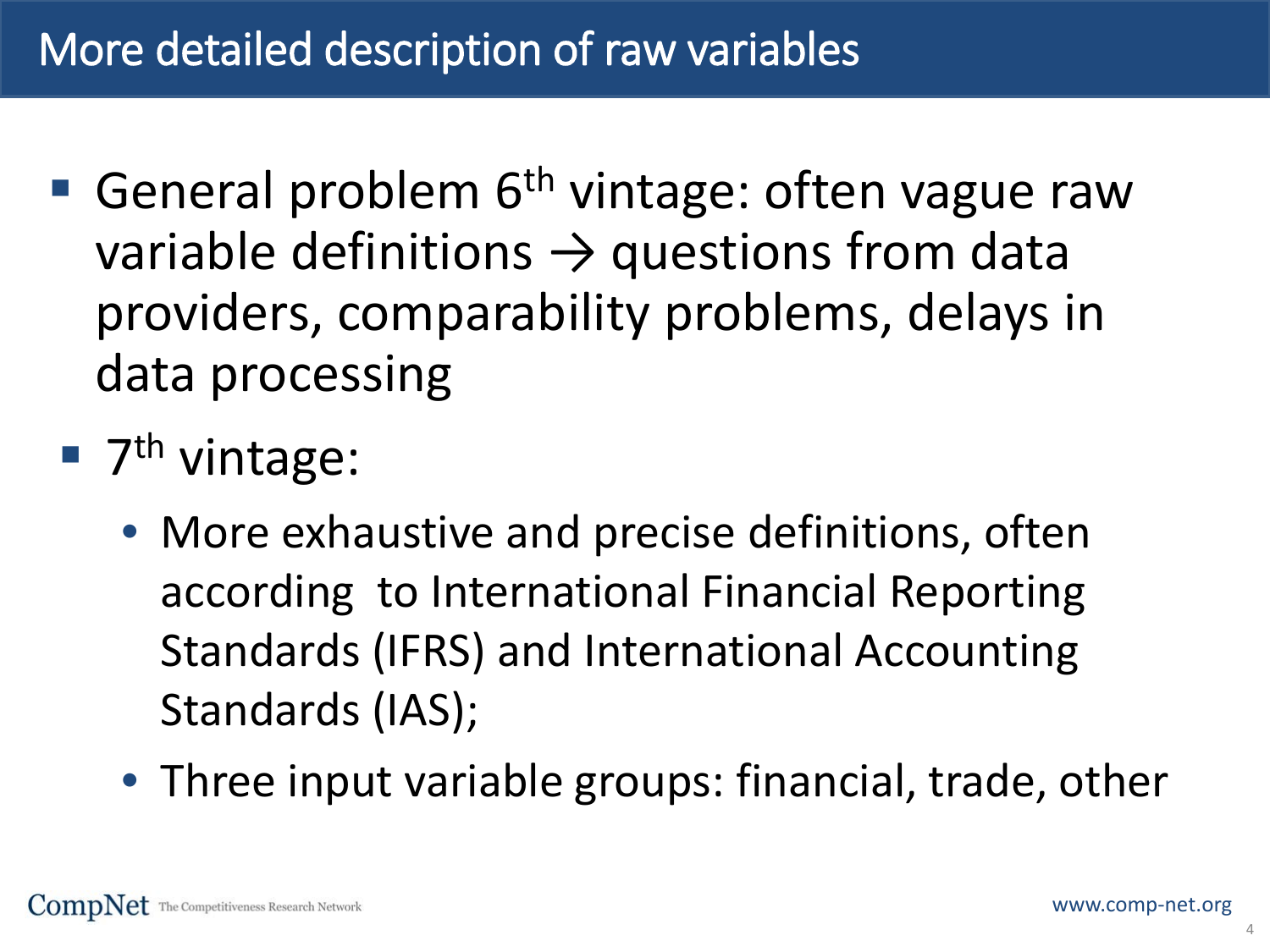# More detailed description of raw variables

- General problem 6th vintage: often vague raw variable definitions → questions from data providers, comparability problems, delays in data processing
- 7th vintage:
  - More exhaustive and precise definitions, often according to International Financial Reporting Standards (IFRS) and International Accounting Standards (IAS);
  - Three input variable groups: financial, trade, other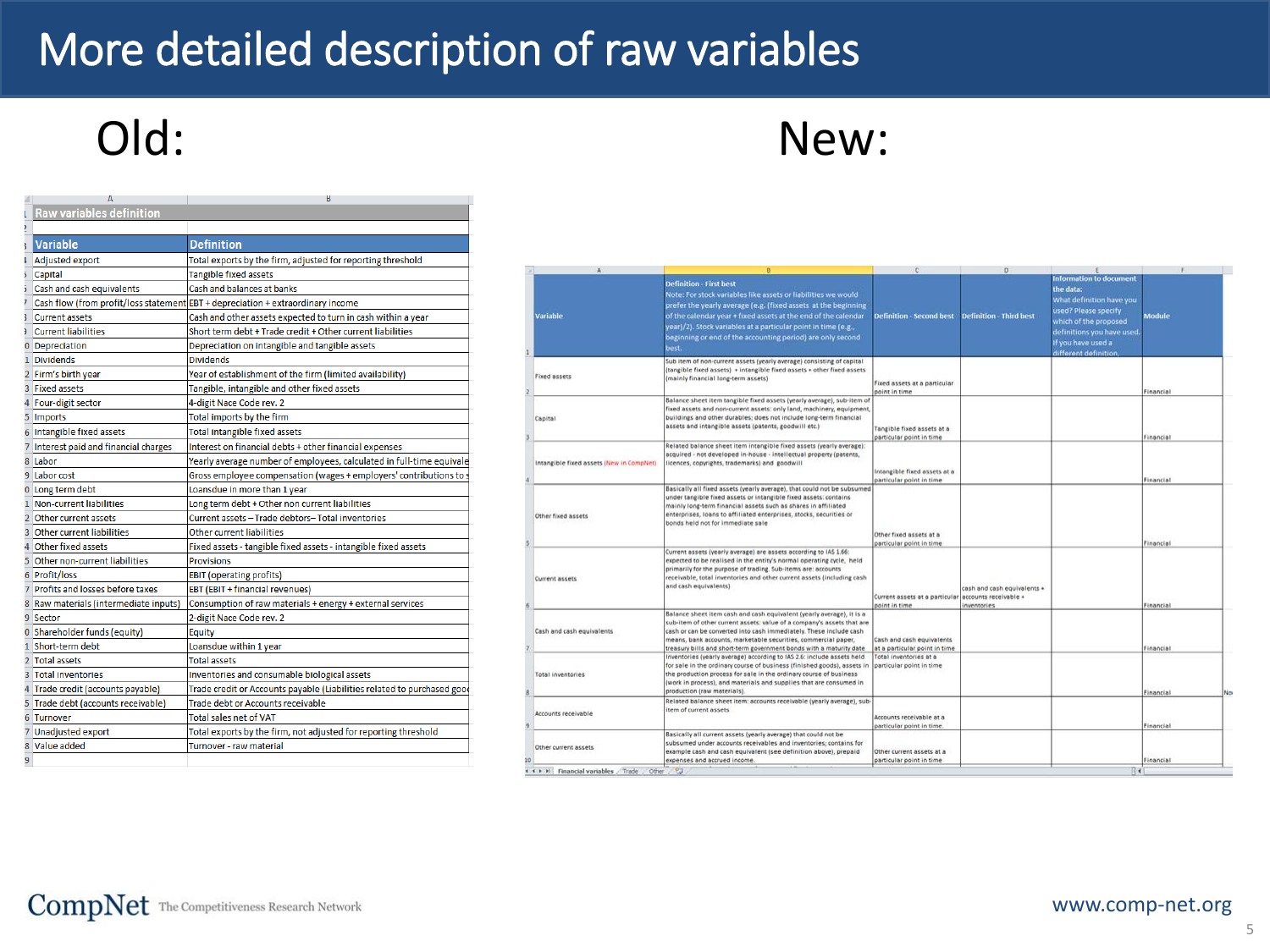# More detailed description of raw variables

## Old:

**Raw variables definition**

| Variable | Definition |
|---|---|
| Adjusted export | Total exports by the firm, adjusted for reporting threshold |
| Capital | Tangible fixed assets |
| Cash and cash equivalents | Cash and balances at banks |
| Cash flow (from profit/loss statement) | EBT + depreciation + extraordinary income |
| Current assets | Cash and other assets expected to turn in cash within a year |
| Current liabilities | Short term debt + Trade credit + Other current liabilities |
| Depreciation | Depreciation on intangible and tangible assets |
| Dividends | Dividends |
| Firm's birth year | Year of establishment of the firm (limited availability) |
| Fixed assets | Tangible, intangible and other fixed assets |
| Four-digit sector | 4-digit Nace Code rev. 2 |
| Imports | Total imports by the firm |
| Intangible fixed assets | Total intangible fixed assets |
| Interest paid and financial charges | Interest on financial debts + other financial expenses |
| Labor | Yearly average number of employees, calculated in full-time equivale |
| Labor cost | Gross employee compensation (wages + employers' contributions to s |
| Long term debt | Loansdue in more than 1 year |
| Non-current liabilities | Long term debt + Other non current liabilities |
| Other current assets | Current assets – Trade debtors– Total inventories |
| Other current liabilities | Other current liabilities |
| Other fixed assets | Fixed assets - tangible fixed assets - intangible fixed assets |
| Other non-current liabilities | Provisions |
| Profit/loss | EBIT (operating profits) |
| Profits and losses before taxes | EBT (EBIT + financial revenues) |
| Raw materials (intermediate inputs) | Consumption of raw materials + energy + external services |
| Sector | 2-digit Nace Code rev. 2 |
| Shareholder funds (equity) | Equity |
| Short-term debt | Loansdue within 1 year |
| Total assets | Total assets |
| Total inventories | Inventories and consumable biological assets |
| Trade credit (accounts payable) | Trade credit or Accounts payable (Liabilities related to purchased goo |
| Trade debt (accounts receivable) | Trade debt or Accounts receivable |
| Turnover | Total sales net of VAT |
| Unadjusted export | Total exports by the firm, not adjusted for reporting threshold |
| Value added | Turnover - raw material |

## New:

| Variable | Definition - First best<br>Note: For stock variables like assets or liabilities we would prefer the yearly average (e.g. (fixed assets at the beginning of the calendar year + fixed assets at the end of the calendar year)/2). Stock variables at a particular point in time (e.g., beginning or end of the accounting period) are only second best. | Definition - Second best | Definition - Third best | Information to document the data:<br>What definition have you used? Please specify which of the proposed definitions you have used, if you have used a different definition. | Module |
|---|---|---|---|---|---|
| Fixed assets | Sub item of non-current assets (yearly average) consisting of capital (tangible fixed assets) + intangible fixed assets + other fixed assets (mainly financial long-term assets) | Fixed assets at a particular point in time | | | Financial |
| Capital | Balance sheet item tangible fixed assets (yearly average), sub-item of fixed assets and non-current assets: only land, machinery, equipment, buildings and other durables; does not include long-term financial assets and intangible assets (patents, goodwill etc.) | Tangible fixed assets at a particular point in time | | | Financial |
| Intangible fixed assets (New in CompNet) | Related balance sheet item intangible fixed assets (yearly average): acquired - not developed in-house - intellectual property (patents, licences, copyrights, trademarks) and goodwill | Intangible fixed assets at a particular point in time | | | Financial |
| Other fixed assets | Basically all fixed assets (yearly average), that could not be subsumed under tangible fixed assets or intangible fixed assets: contains mainly long-term financial assets such as shares in affiliated enterprises, loans to affiliated enterprises, stocks, securities or bonds held not for immediate sale | Other fixed assets at a particular point in time | | | Financial |
| Current assets | Current assets (yearly average) are assets according to IAS 1.66: expected to be realised in the entity's normal operating cycle, held primarily for the purpose of trading. Sub-items are: accounts receivable, total inventories and other current assets (including cash and cash equivalents) | Current assets at a particular point in time | cash and cash equivalents + accounts receivable + inventories | | Financial |
| Cash and cash equivalents | Balance sheet item cash and cash equivalent (yearly average), it is a sub-item of other current assets: value of a company's assets that are cash or can be converted into cash immediately. These include cash means, bank accounts, marketable securities, commercial paper, treasury bills and short-term government bonds with a maturity date | Cash and cash equivalents at a particular point in time | | | Financial |
| Total inventories | Inventories (yearly average) according to IAS 2.6: include assets held for sale in the ordinary course of business (finished goods), assets in the production process for sale in the ordinary course of business (work in process), and materials and supplies that are consumed in production (raw materials) | Total inventories at a particular point in time | | | Financial |
| Accounts receivable | Related balance sheet item: accounts receivable (yearly average), sub-item of current assets | Accounts receivable at a particular point in time. | | | Financial |
| Other current assets | Basically all current assets (yearly average) that could not be subsumed under accounts receivables and inventories; contains for example cash and cash equivalent (see definition above), prepaid expenses and accrued income. | Other current assets at a particular point in time | | | Financial |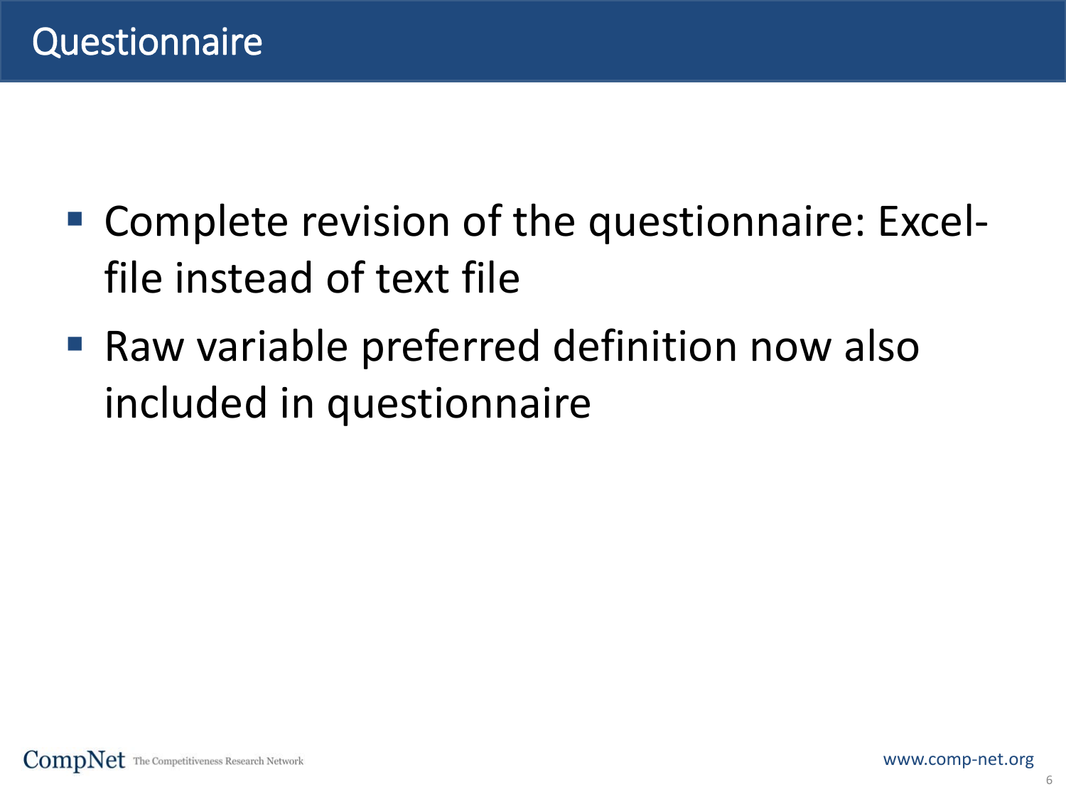# Questionnaire

- Complete revision of the questionnaire: Excel-file instead of text file
- Raw variable preferred definition now also included in questionnaire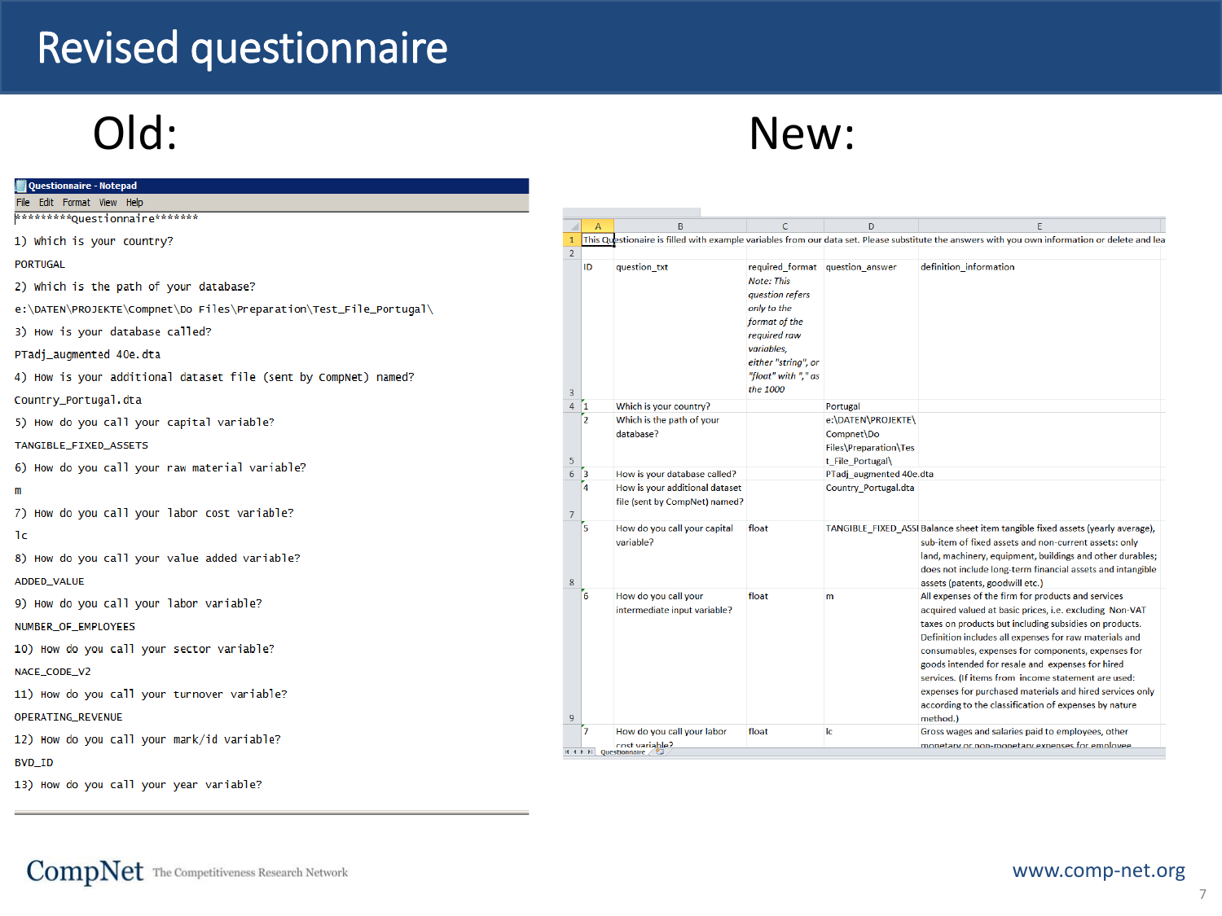# Revised questionnaire

## Old:

```
*********Questionnaire*******
1) Which is your country?
PORTUGAL
2) Which is the path of your database?
e:\DATEN\PROJEKTE\Compnet\Do Files\Preparation\Test_File_Portugal\
3) How is your database called?
PTadj_augmented 40e.dta
4) How is your additional dataset file (sent by CompNet) named?
Country_Portugal.dta
5) How do you call your capital variable?
TANGIBLE_FIXED_ASSETS
6) How do you call your raw material variable?
m
7) How do you call your labor cost variable?
lc
8) How do you call your value added variable?
ADDED_VALUE
9) How do you call your labor variable?
NUMBER_OF_EMPLOYEES
10) How do you call your sector variable?
NACE_CODE_V2
11) How do you call your turnover variable?
OPERATING_REVENUE
12) How do you call your mark/id variable?
BVD_ID
13) How do you call your year variable?
```

## New:

This Questionaire is filled with example variables from our data set. Please substitute the answers with you own information or delete and lea

| ID | question_txt | required_format *Note: This question refers only to the format of the required raw variables, either "string", or "float" with "," as the 1000* | question_answer | definition_information |
|---|---|---|---|---|
| 1 | Which is your country? | | Portugal | |
| 2 | Which is the path of your database? | | e:\DATEN\PROJEKTE\Compnet\Do Files\Preparation\Test_File_Portugal\ | |
| 3 | How is your database called? | | PTadj_augmented 40e.dta | |
| 4 | How is your additional dataset file (sent by CompNet) named? | | Country_Portugal.dta | |
| 5 | How do you call your capital variable? | float | TANGIBLE_FIXED_ASSI | Balance sheet item tangible fixed assets (yearly average), sub-item of fixed assets and non-current assets: only land, machinery, equipment, buildings and other durables; does not include long-term financial assets and intangible assets (patents, goodwill etc.) |
| 6 | How do you call your intermediate input variable? | float | m | All expenses of the firm for products and services acquired valued at basic prices, i.e. excluding Non-VAT taxes on products but including subsidies on products. Definition includes all expenses for raw materials and consumables, expenses for components, expenses for goods intended for resale and expenses for hired services. (If items from income statement are used: expenses for purchased materials and hired services only according to the classification of expenses by nature method.) |
| 7 | How do you call your labor cost variable? | float | lc | Gross wages and salaries paid to employees, other monetary or non-monetary expenses for employee |

CompNet The Competitiveness Research Network

www.comp-net.org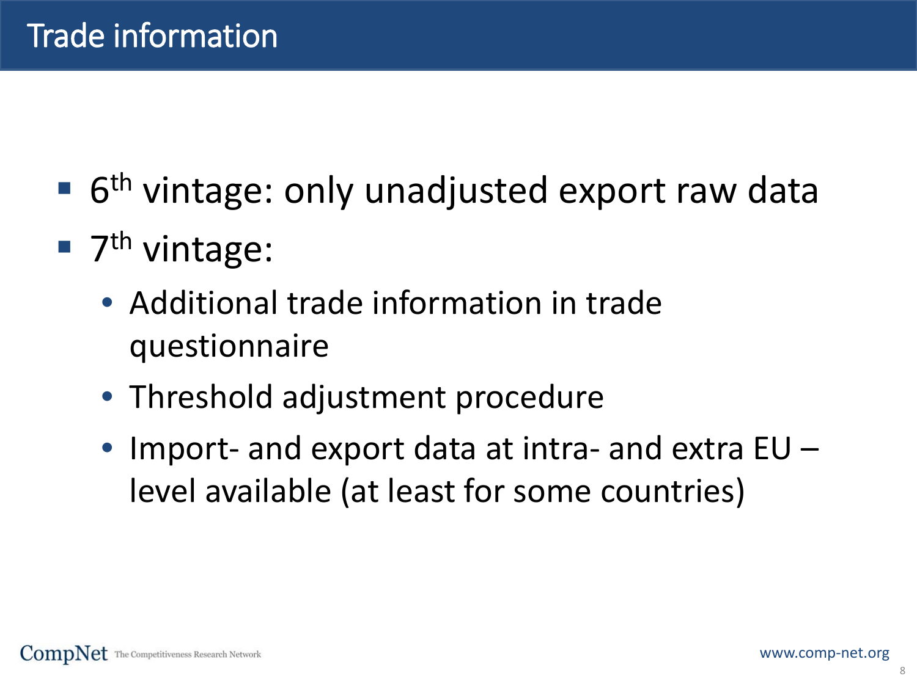# Trade information

- 6th vintage: only unadjusted export raw data
- 7th vintage:
  - Additional trade information in trade questionnaire
  - Threshold adjustment procedure
  - Import- and export data at intra- and extra EU – level available (at least for some countries)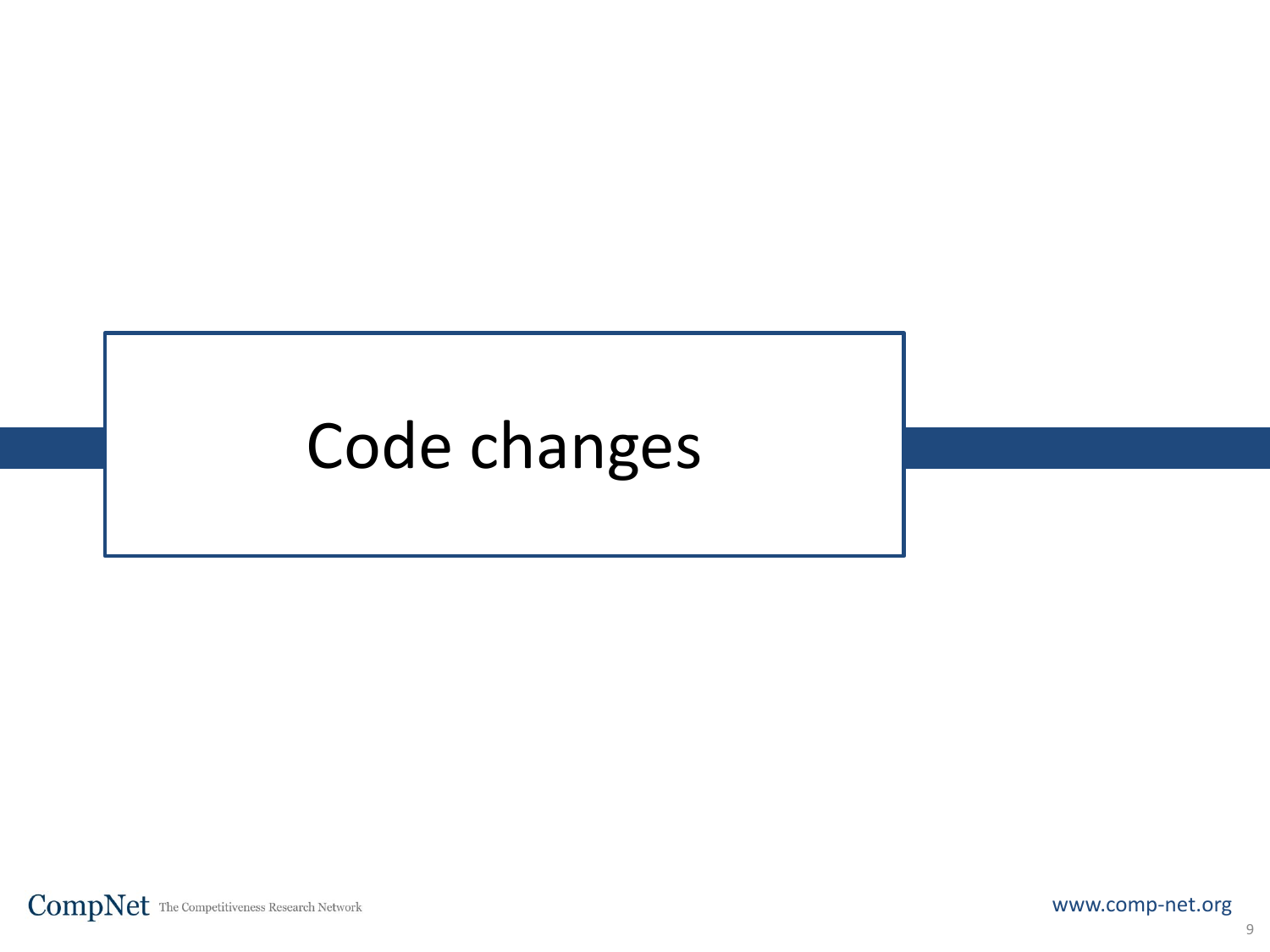# Code changes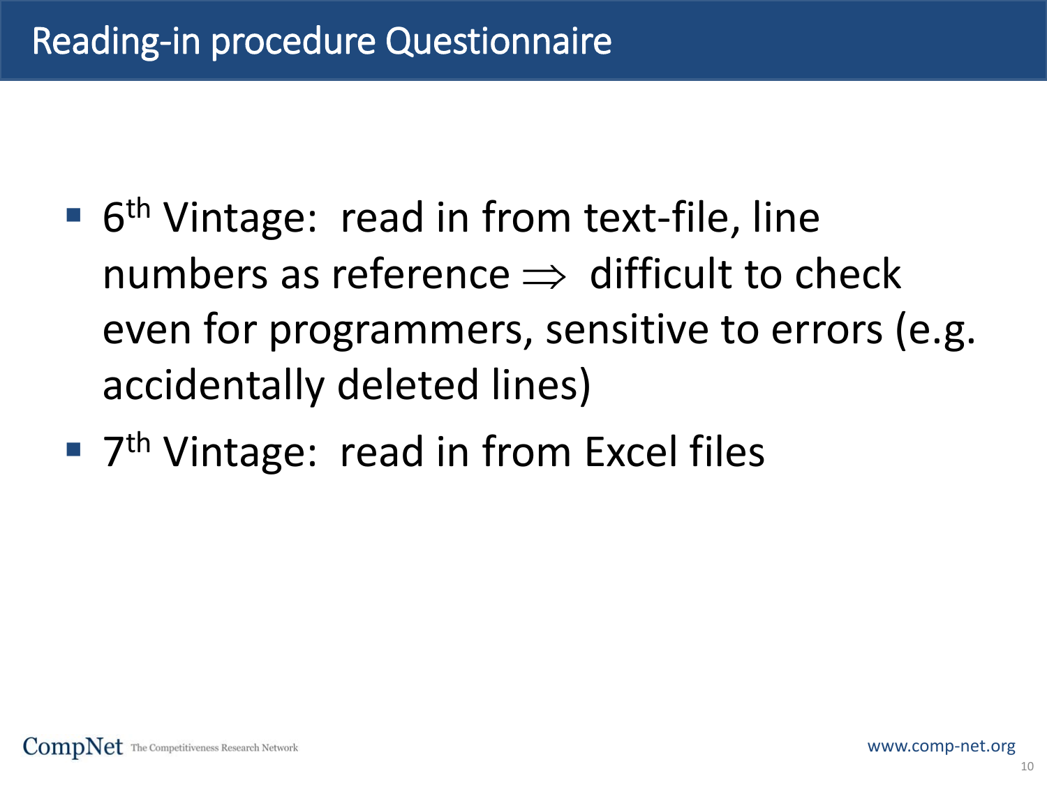# Reading-in procedure Questionnaire

- 6th Vintage: read in from text-file, line numbers as reference $\Rightarrow$ difficult to check even for programmers, sensitive to errors (e.g. accidentally deleted lines)
- 7th Vintage: read in from Excel files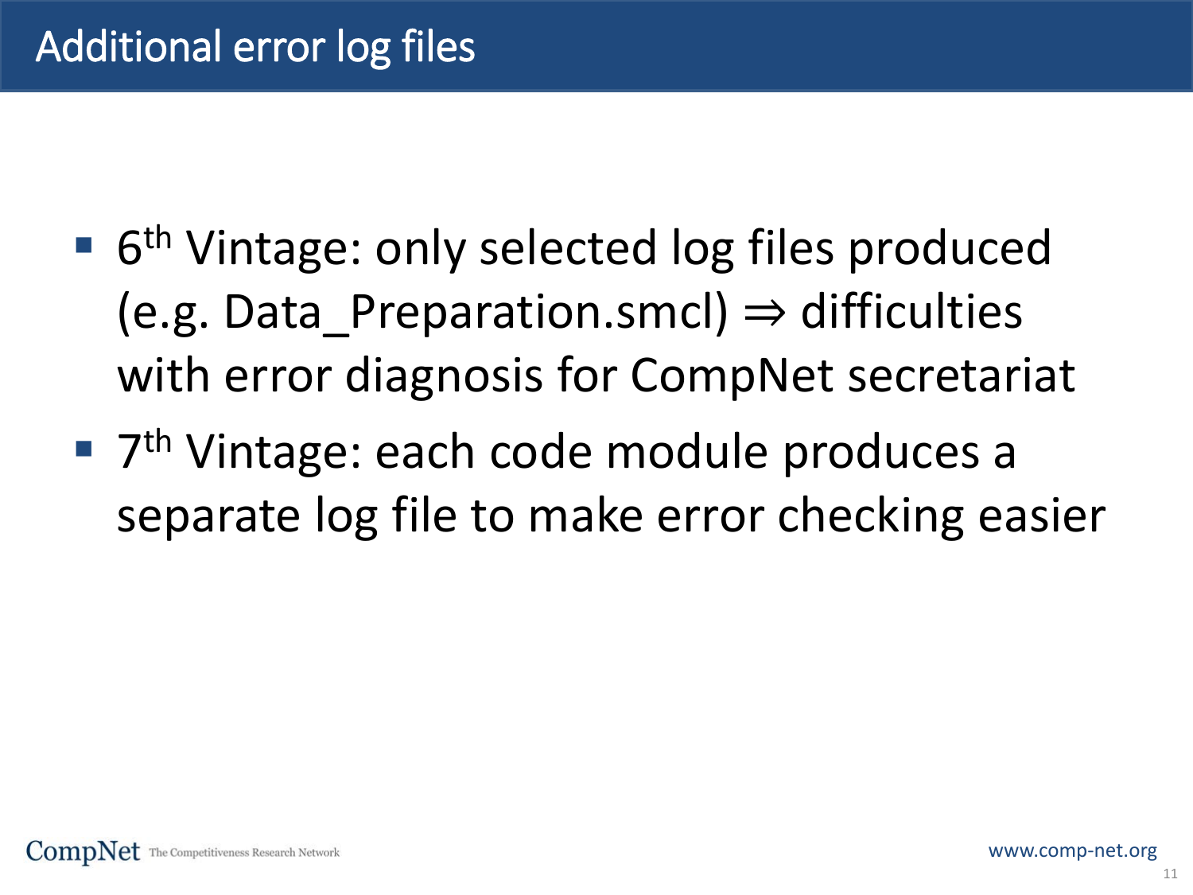# Additional error log files

- 6th Vintage: only selected log files produced (e.g. Data_Preparation.smcl) ⇒ difficulties with error diagnosis for CompNet secretariat
- 7th Vintage: each code module produces a separate log file to make error checking easier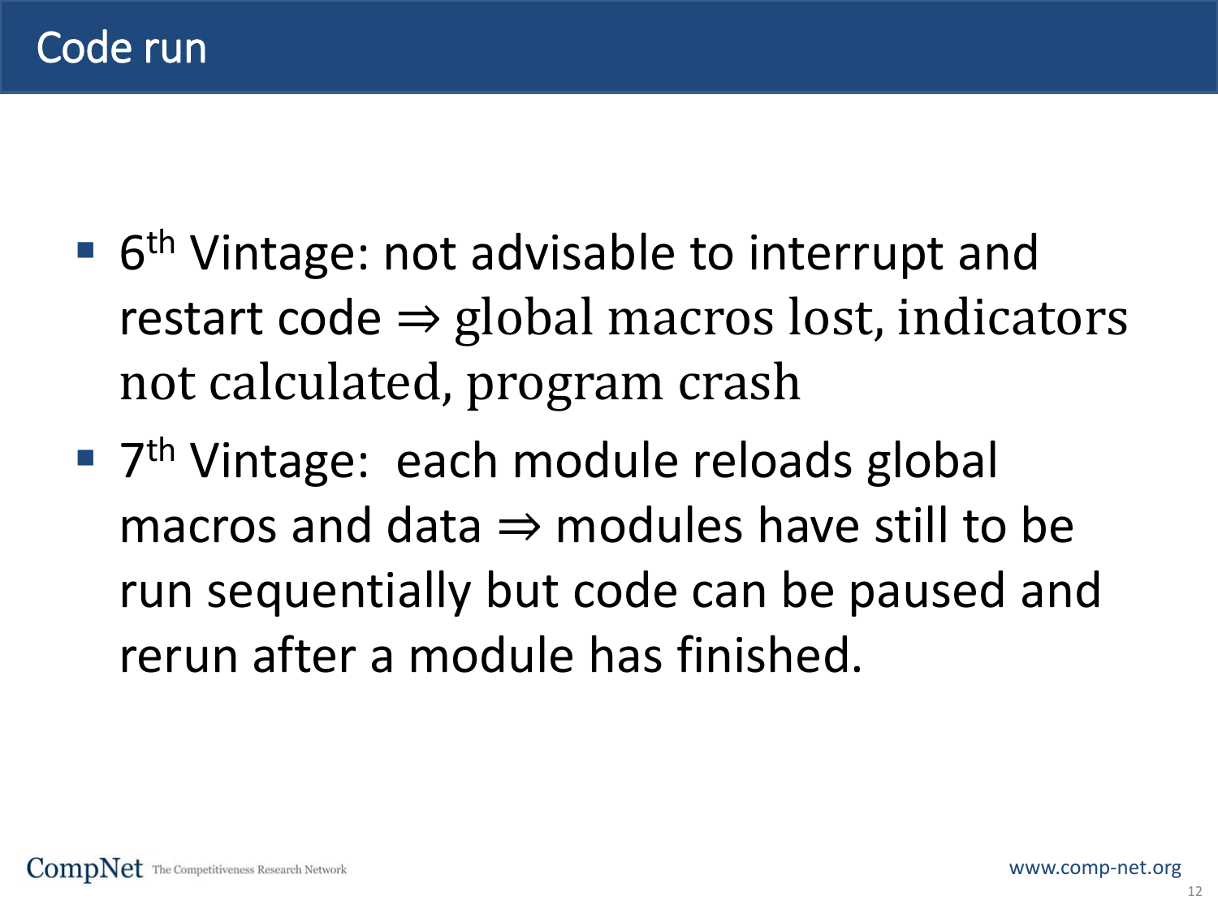# Code run

- 6th Vintage: not advisable to interrupt and restart code ⇒ global macros lost, indicators not calculated, program crash
- 7th Vintage: each module reloads global macros and data ⇒ modules have still to be run sequentially but code can be paused and rerun after a module has finished.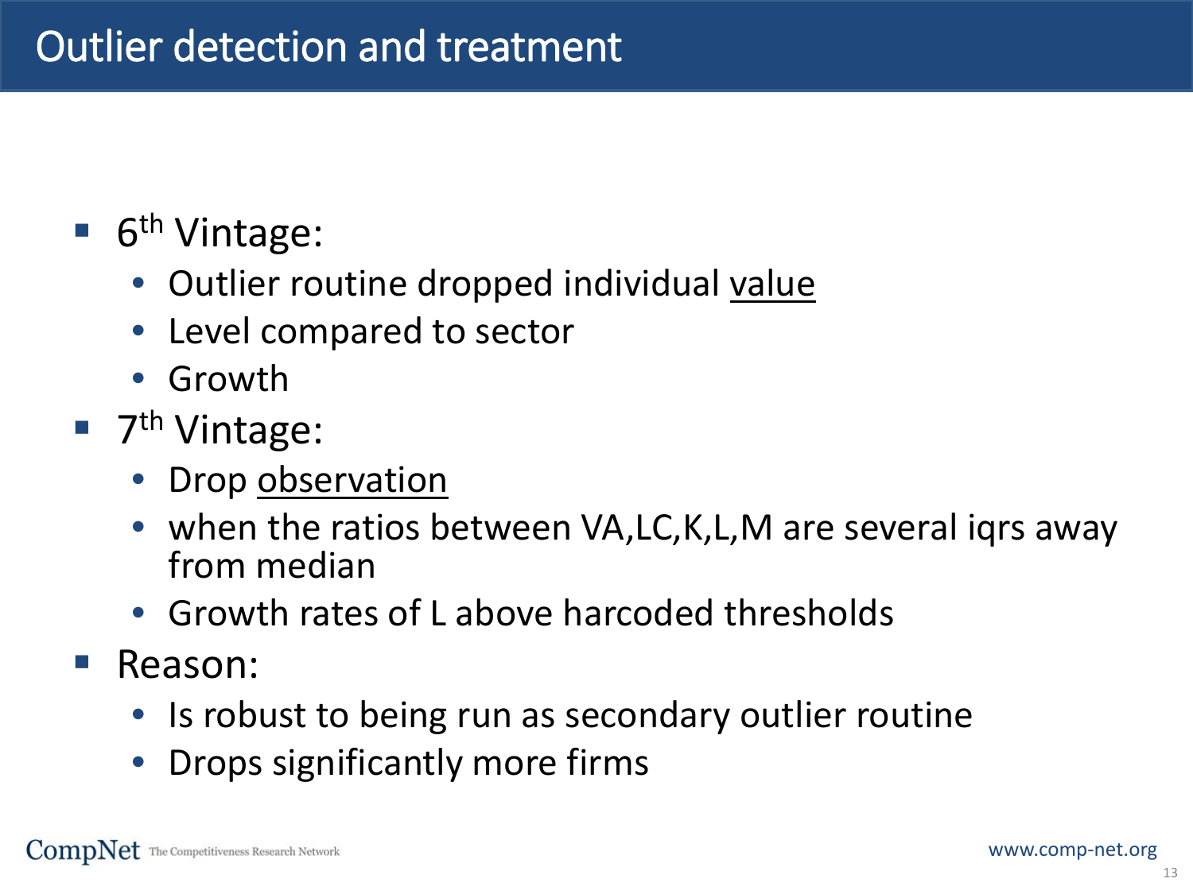# Outlier detection and treatment

- 6$^{th}$ Vintage:
  - Outlier routine dropped individual <u>value</u>
  - Level compared to sector
  - Growth
- 7$^{th}$ Vintage:
  - Drop <u>observation</u>
  - when the ratios between VA,LC,K,L,M are several iqrs away from median
  - Growth rates of L above harcoded thresholds
- Reason:
  - Is robust to being run as secondary outlier routine
  - Drops significantly more firms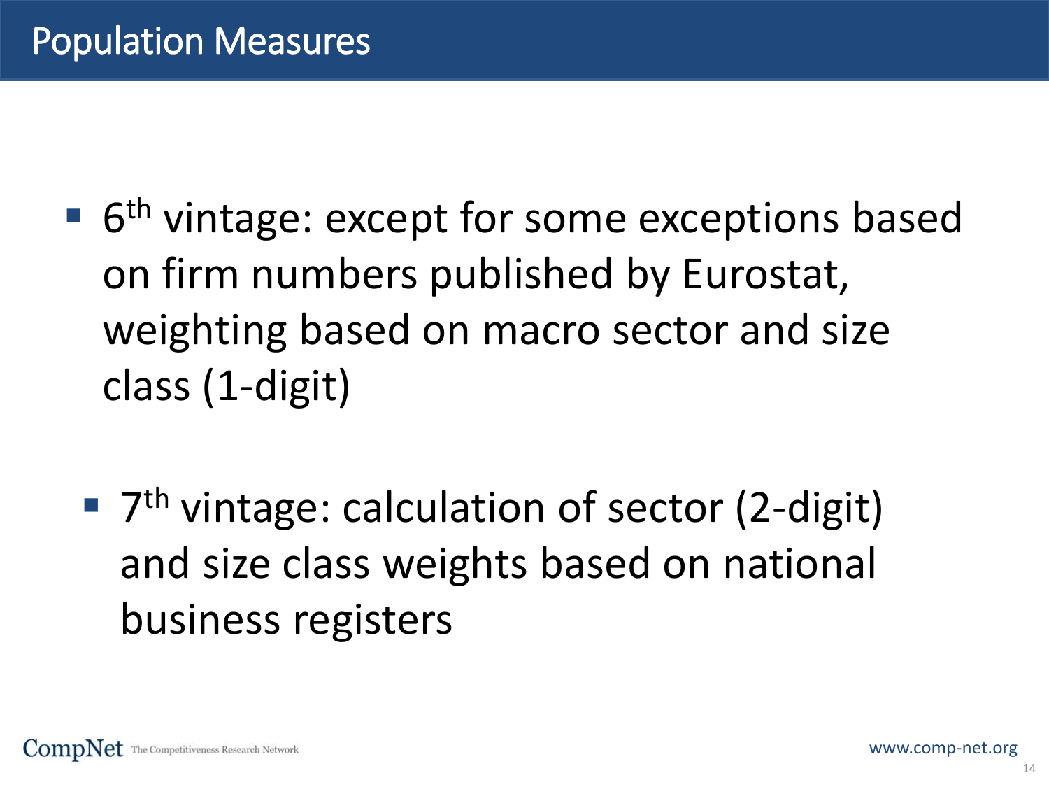# Population Measures

- 6th vintage: except for some exceptions based on firm numbers published by Eurostat, weighting based on macro sector and size class (1-digit)

  - 7th vintage: calculation of sector (2-digit) and size class weights based on national business registers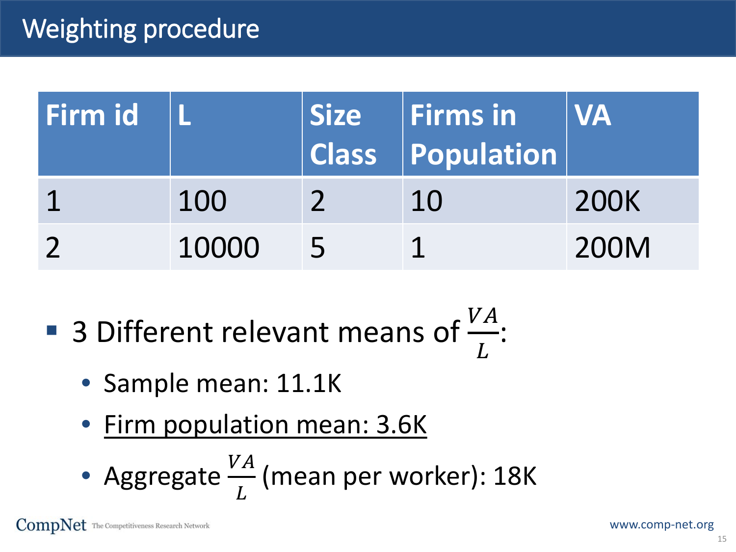# Weighting procedure

| Firm id | L | Size Class | Firms in Population | VA |
|---|---|---|---|---|
| 1 | 100 | 2 | 10 | 200K |
| 2 | 10000 | 5 | 1 | 200M |

- 3 Different relevant means of $\frac{VA}{L}$:
  - Sample mean: 11.1K
  - <u>Firm population mean: 3.6K</u>
  - Aggregate $\frac{VA}{L}$ (mean per worker): 18K

CompNet The Competitiveness Research Network

www.comp-net.org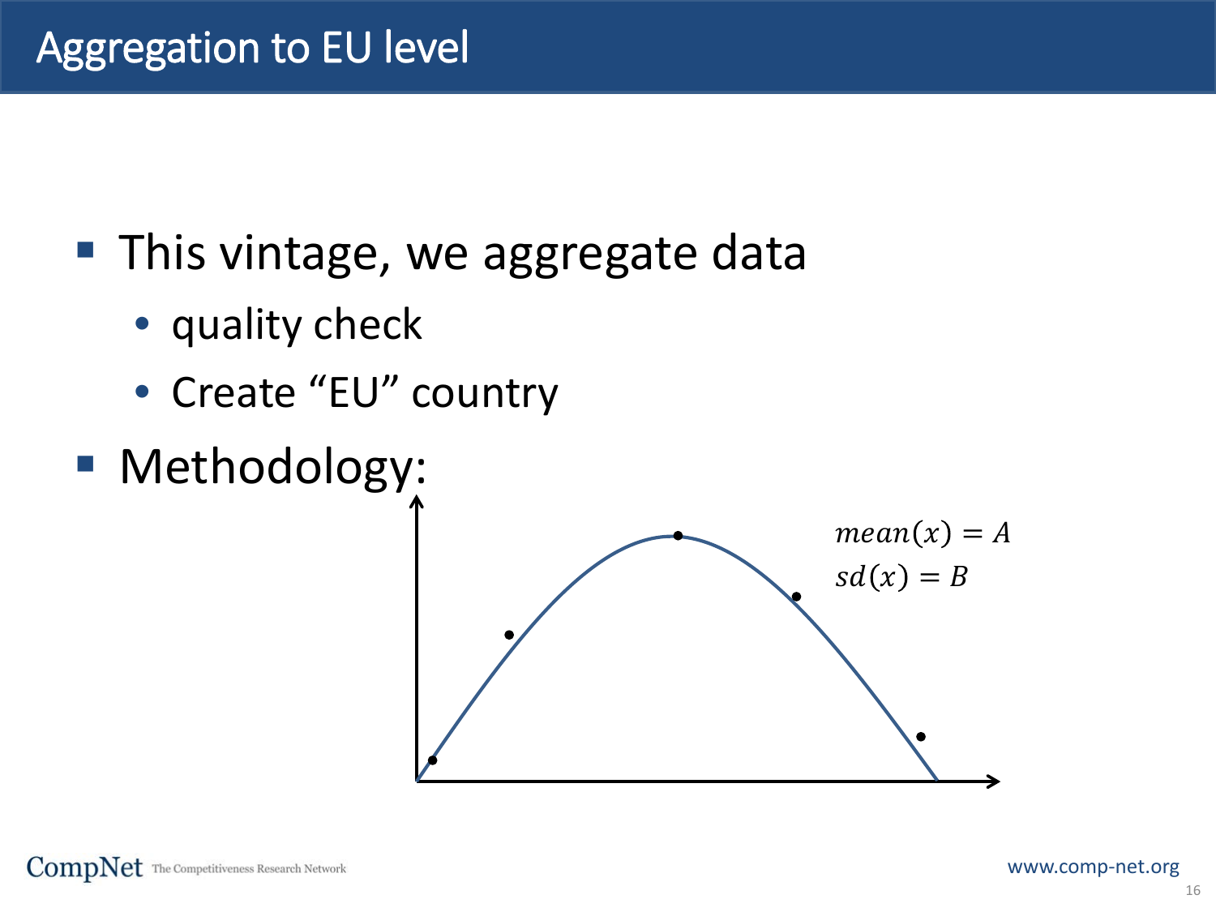# Aggregation to EU level

- This vintage, we aggregate data
  - quality check
  - Create "EU" country
- Methodology:

$$mean(x) = A$$
$$sd(x) = B$$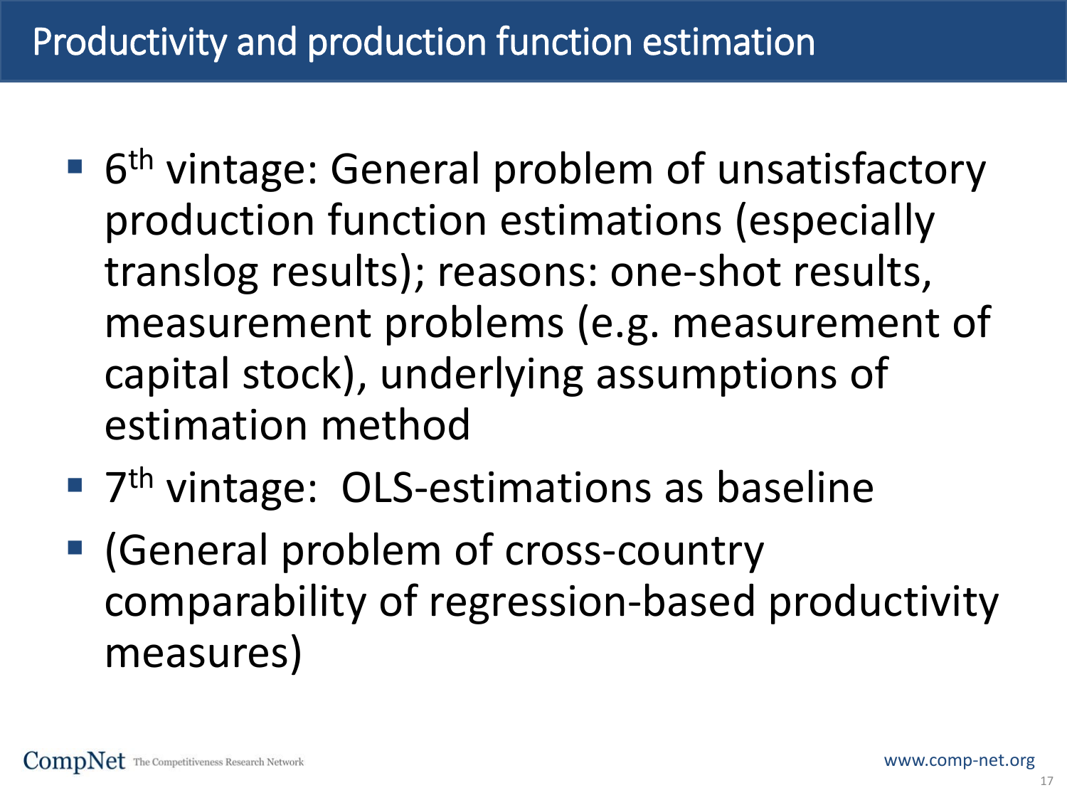# Productivity and production function estimation

- 6th vintage: General problem of unsatisfactory production function estimations (especially translog results); reasons: one-shot results, measurement problems (e.g. measurement of capital stock), underlying assumptions of estimation method
- 7th vintage: OLS-estimations as baseline
- (General problem of cross-country comparability of regression-based productivity measures)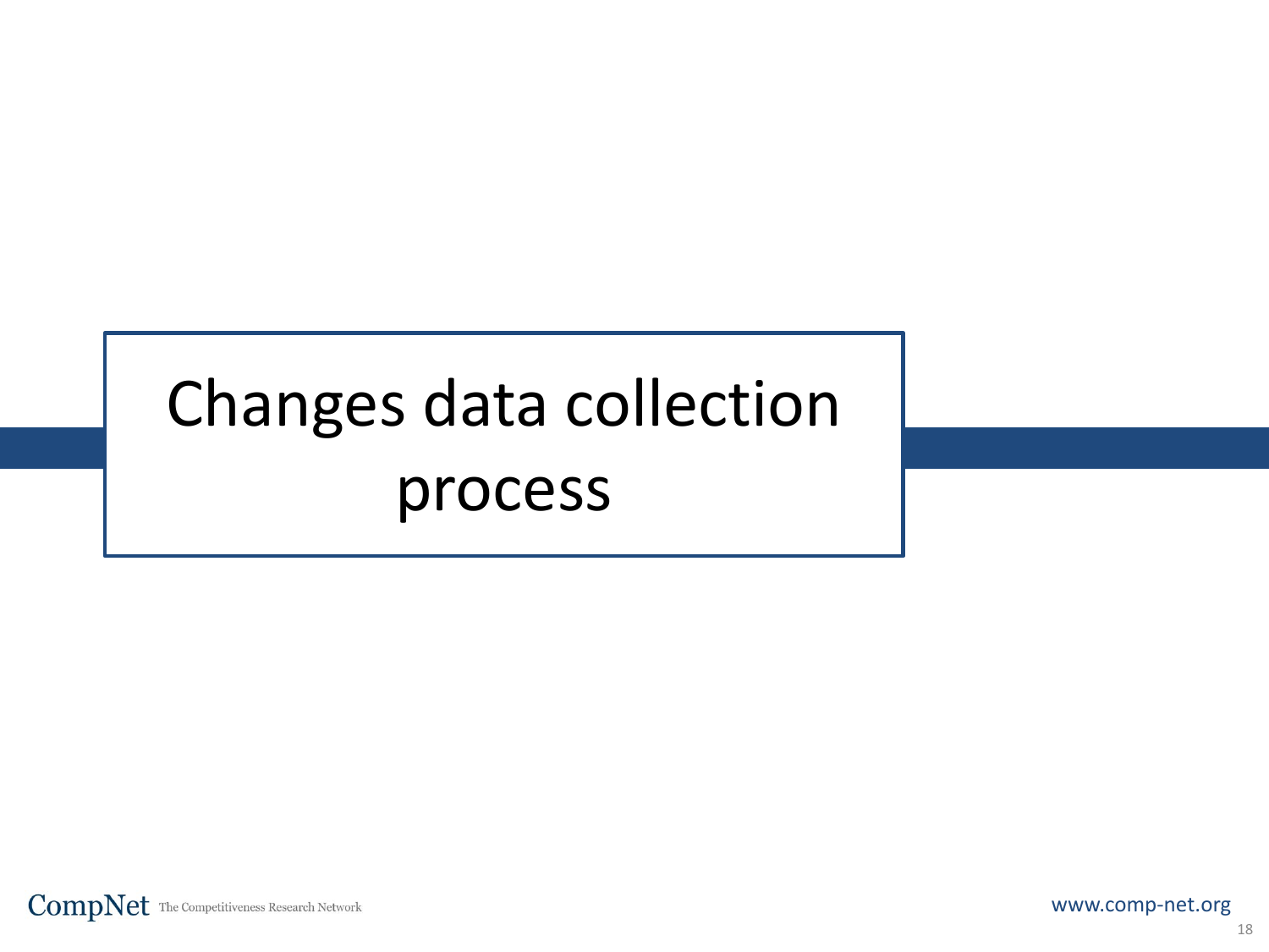# Changes data collection process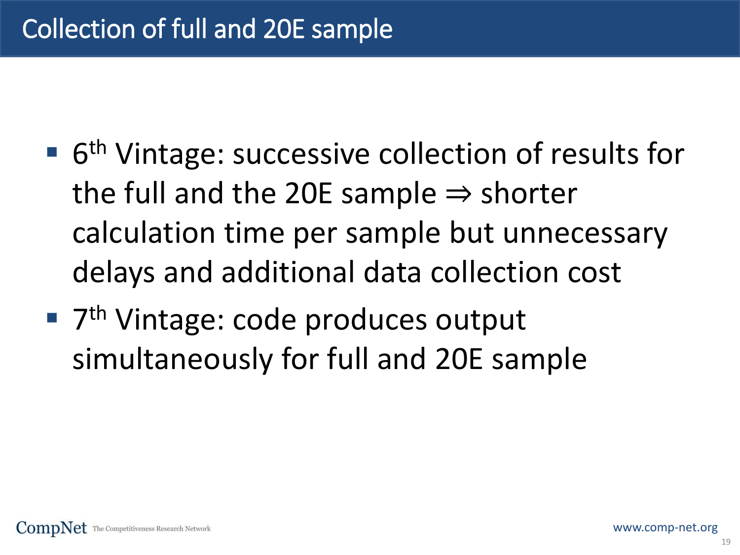# Collection of full and 20E sample

- 6th Vintage: successive collection of results for the full and the 20E sample ⇒ shorter calculation time per sample but unnecessary delays and additional data collection cost
- 7th Vintage: code produces output simultaneously for full and 20E sample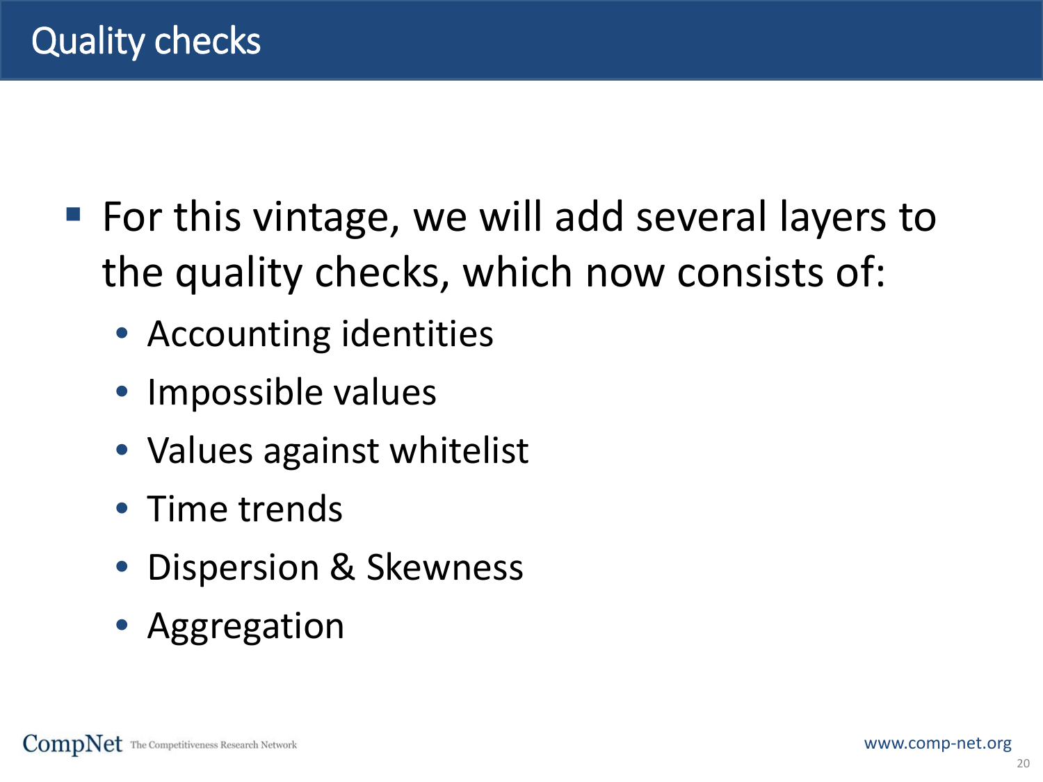# Quality checks

- For this vintage, we will add several layers to the quality checks, which now consists of:
  - Accounting identities
  - Impossible values
  - Values against whitelist
  - Time trends
  - Dispersion & Skewness
  - Aggregation